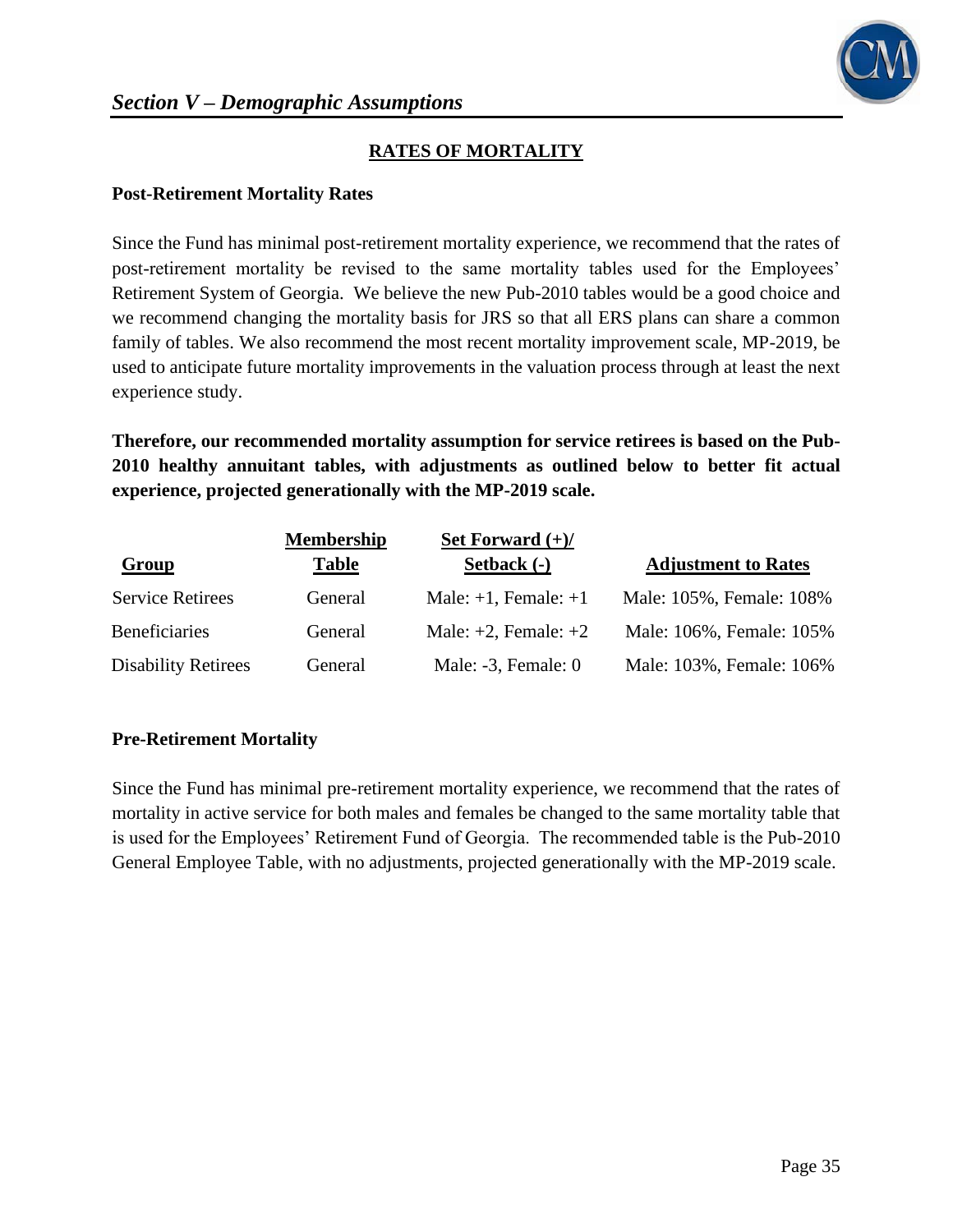## Section V – Demographic Assumptions

### RATES OF MORTALITY

**Post-Retirement Mortality Rates**

Since the Fund has minimal post-retirement mortality experience, we recommend that the rates of post-retirement mortality be revised to the same mortality tables used for the Employees' Retirement System of Georgia. We believe the new Pub-2010 tables would be a good choice and we recommend changing the mortality basis for JRS so that all ERS plans can share a common family of tables. We also recommend the most recent mortality improvement scale, MP-2019, be used to anticipate future mortality improvements in the valuation process through at least the next experience study.

**Therefore, our recommended mortality assumption for service retirees is based on the Pub-2010 healthy annuitant tables, with adjustments as outlined below to better fit actual experience, projected generationally with the MP-2019 scale.**

| Group | Membership Table | Set Forward (+)/ Setback (-) | Adjustment to Rates |
|---|---|---|---|
| Service Retirees | General | Male: +1, Female: +1 | Male: 105%, Female: 108% |
| Beneficiaries | General | Male: +2, Female: +2 | Male: 106%, Female: 105% |
| Disability Retirees | General | Male: -3, Female: 0 | Male: 103%, Female: 106% |

**Pre-Retirement Mortality**

Since the Fund has minimal pre-retirement mortality experience, we recommend that the rates of mortality in active service for both males and females be changed to the same mortality table that is used for the Employees' Retirement Fund of Georgia. The recommended table is the Pub-2010 General Employee Table, with no adjustments, projected generationally with the MP-2019 scale.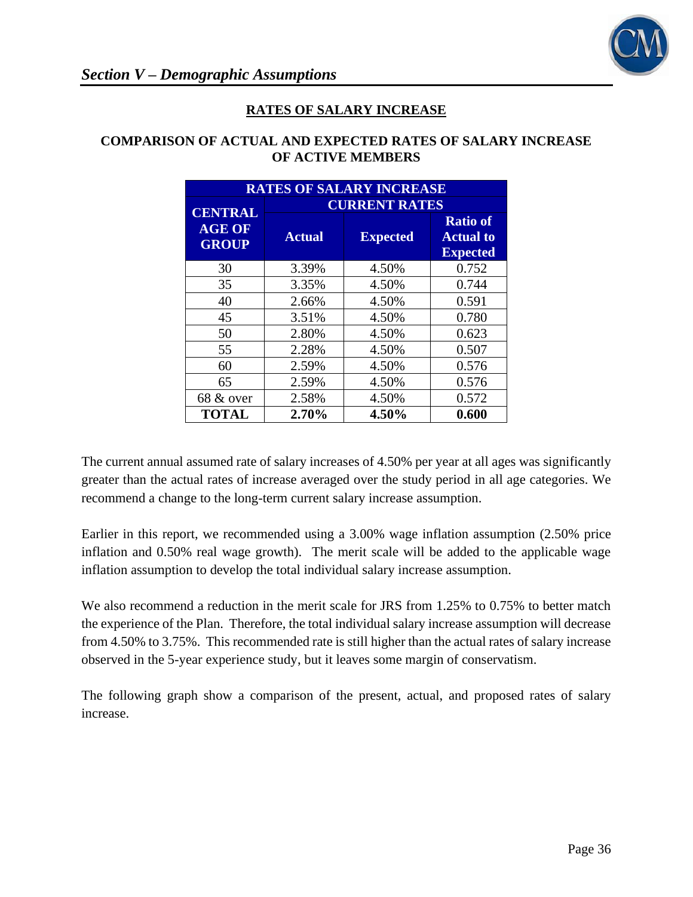## RATES OF SALARY INCREASE

### COMPARISON OF ACTUAL AND EXPECTED RATES OF SALARY INCREASE OF ACTIVE MEMBERS

| RATES OF SALARY INCREASE | | | |
|---|---|---|---|
| CENTRAL AGE OF GROUP | CURRENT RATES | | |
| | Actual | Expected | Ratio of Actual to Expected |
| 30 | 3.39% | 4.50% | 0.752 |
| 35 | 3.35% | 4.50% | 0.744 |
| 40 | 2.66% | 4.50% | 0.591 |
| 45 | 3.51% | 4.50% | 0.780 |
| 50 | 2.80% | 4.50% | 0.623 |
| 55 | 2.28% | 4.50% | 0.507 |
| 60 | 2.59% | 4.50% | 0.576 |
| 65 | 2.59% | 4.50% | 0.576 |
| 68 & over | 2.58% | 4.50% | 0.572 |
| **TOTAL** | **2.70%** | **4.50%** | **0.600** |

The current annual assumed rate of salary increases of 4.50% per year at all ages was significantly greater than the actual rates of increase averaged over the study period in all age categories. We recommend a change to the long-term current salary increase assumption.

Earlier in this report, we recommended using a 3.00% wage inflation assumption (2.50% price inflation and 0.50% real wage growth). The merit scale will be added to the applicable wage inflation assumption to develop the total individual salary increase assumption.

We also recommend a reduction in the merit scale for JRS from 1.25% to 0.75% to better match the experience of the Plan. Therefore, the total individual salary increase assumption will decrease from 4.50% to 3.75%. This recommended rate is still higher than the actual rates of salary increase observed in the 5-year experience study, but it leaves some margin of conservatism.

The following graph show a comparison of the present, actual, and proposed rates of salary increase.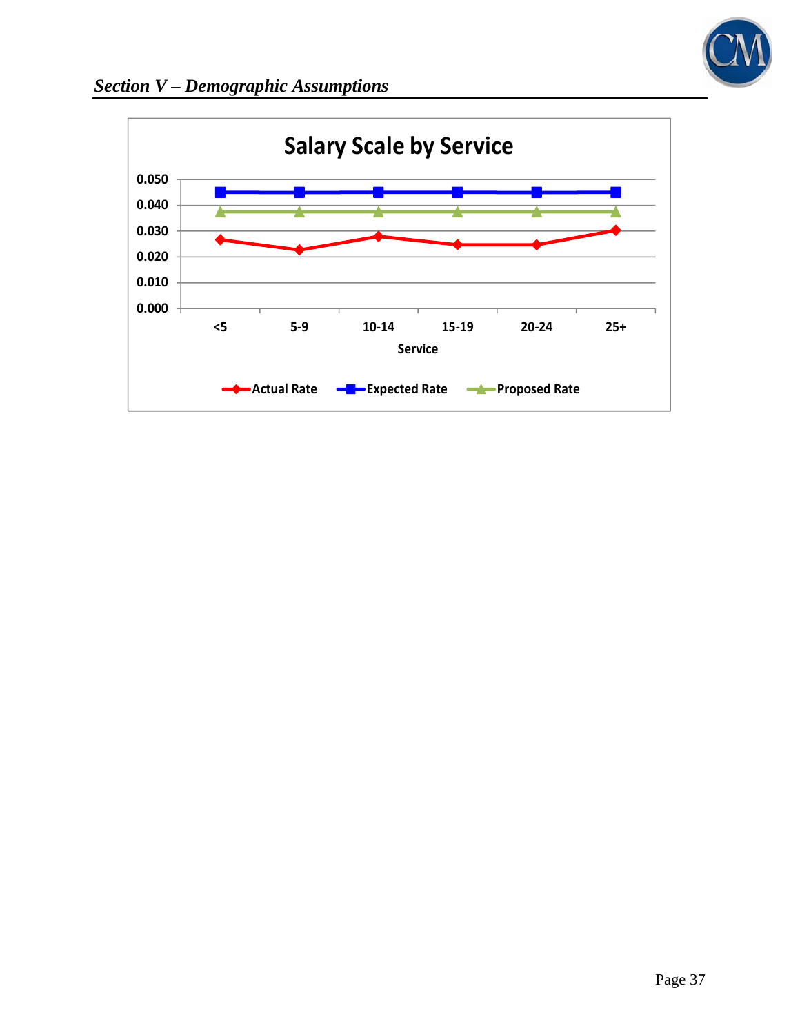## Salary Scale by Service

| Service | Actual Rate | Expected Rate | Proposed Rate |
|---|---|---|---|
| <5 | 0.027 | 0.045 | 0.0375 |
| 5-9 | 0.023 | 0.045 | 0.0375 |
| 10-14 | 0.028 | 0.045 | 0.0375 |
| 15-19 | 0.025 | 0.045 | 0.0375 |
| 20-24 | 0.025 | 0.045 | 0.0375 |
| 25+ | 0.030 | 0.045 | 0.0375 |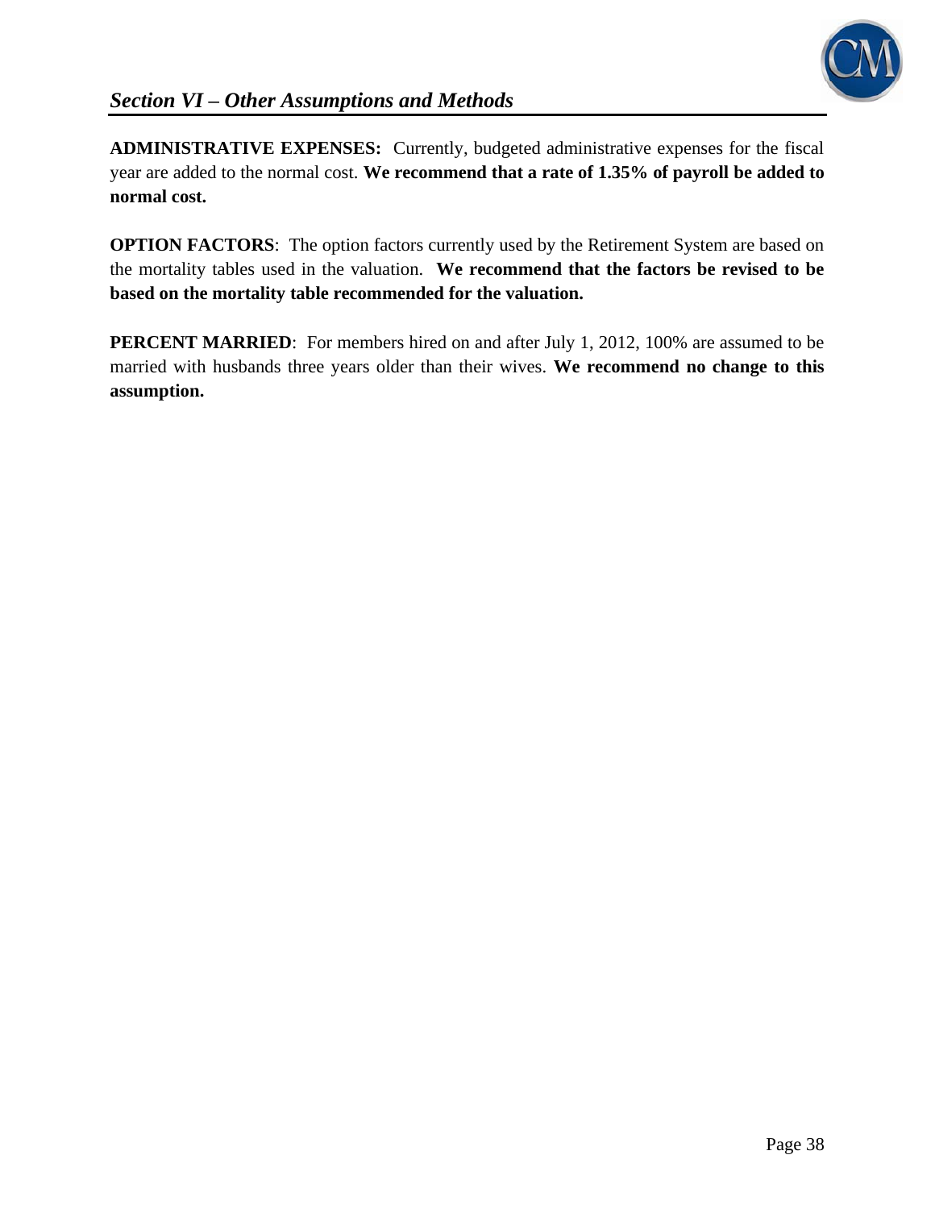## *Section VI – Other Assumptions and Methods*

**ADMINISTRATIVE EXPENSES:** Currently, budgeted administrative expenses for the fiscal year are added to the normal cost. **We recommend that a rate of 1.35% of payroll be added to normal cost.**

**OPTION FACTORS**: The option factors currently used by the Retirement System are based on the mortality tables used in the valuation. **We recommend that the factors be revised to be based on the mortality table recommended for the valuation.**

**PERCENT MARRIED**: For members hired on and after July 1, 2012, 100% are assumed to be married with husbands three years older than their wives. **We recommend no change to this assumption.**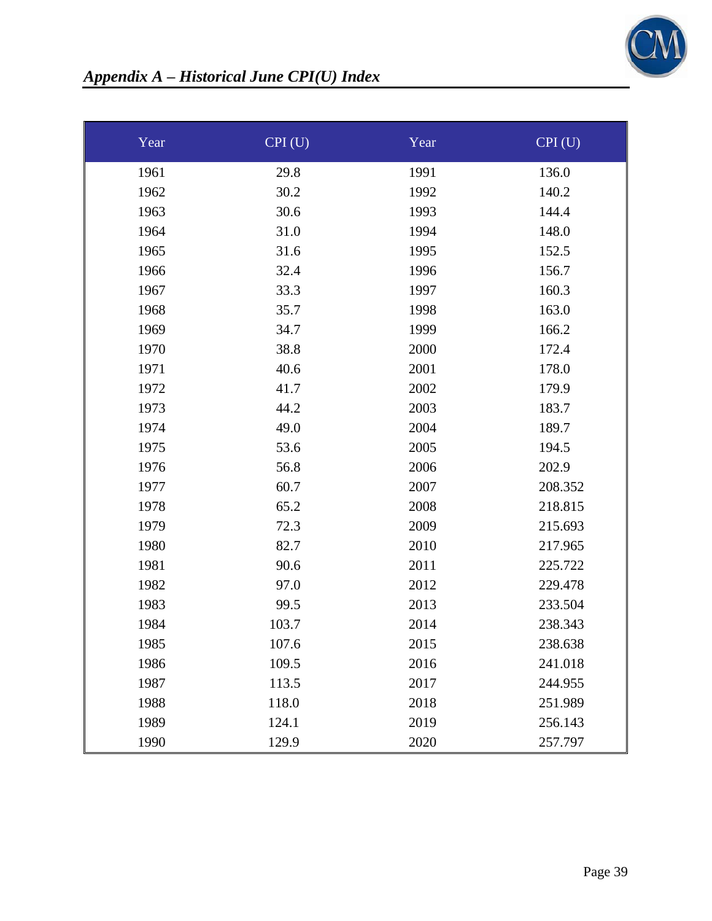## *Appendix A – Historical June CPI(U) Index*

| Year | CPI (U) | Year | CPI (U) |
|---|---|---|---|
| 1961 | 29.8 | 1991 | 136.0 |
| 1962 | 30.2 | 1992 | 140.2 |
| 1963 | 30.6 | 1993 | 144.4 |
| 1964 | 31.0 | 1994 | 148.0 |
| 1965 | 31.6 | 1995 | 152.5 |
| 1966 | 32.4 | 1996 | 156.7 |
| 1967 | 33.3 | 1997 | 160.3 |
| 1968 | 35.7 | 1998 | 163.0 |
| 1969 | 34.7 | 1999 | 166.2 |
| 1970 | 38.8 | 2000 | 172.4 |
| 1971 | 40.6 | 2001 | 178.0 |
| 1972 | 41.7 | 2002 | 179.9 |
| 1973 | 44.2 | 2003 | 183.7 |
| 1974 | 49.0 | 2004 | 189.7 |
| 1975 | 53.6 | 2005 | 194.5 |
| 1976 | 56.8 | 2006 | 202.9 |
| 1977 | 60.7 | 2007 | 208.352 |
| 1978 | 65.2 | 2008 | 218.815 |
| 1979 | 72.3 | 2009 | 215.693 |
| 1980 | 82.7 | 2010 | 217.965 |
| 1981 | 90.6 | 2011 | 225.722 |
| 1982 | 97.0 | 2012 | 229.478 |
| 1983 | 99.5 | 2013 | 233.504 |
| 1984 | 103.7 | 2014 | 238.343 |
| 1985 | 107.6 | 2015 | 238.638 |
| 1986 | 109.5 | 2016 | 241.018 |
| 1987 | 113.5 | 2017 | 244.955 |
| 1988 | 118.0 | 2018 | 251.989 |
| 1989 | 124.1 | 2019 | 256.143 |
| 1990 | 129.9 | 2020 | 257.797 |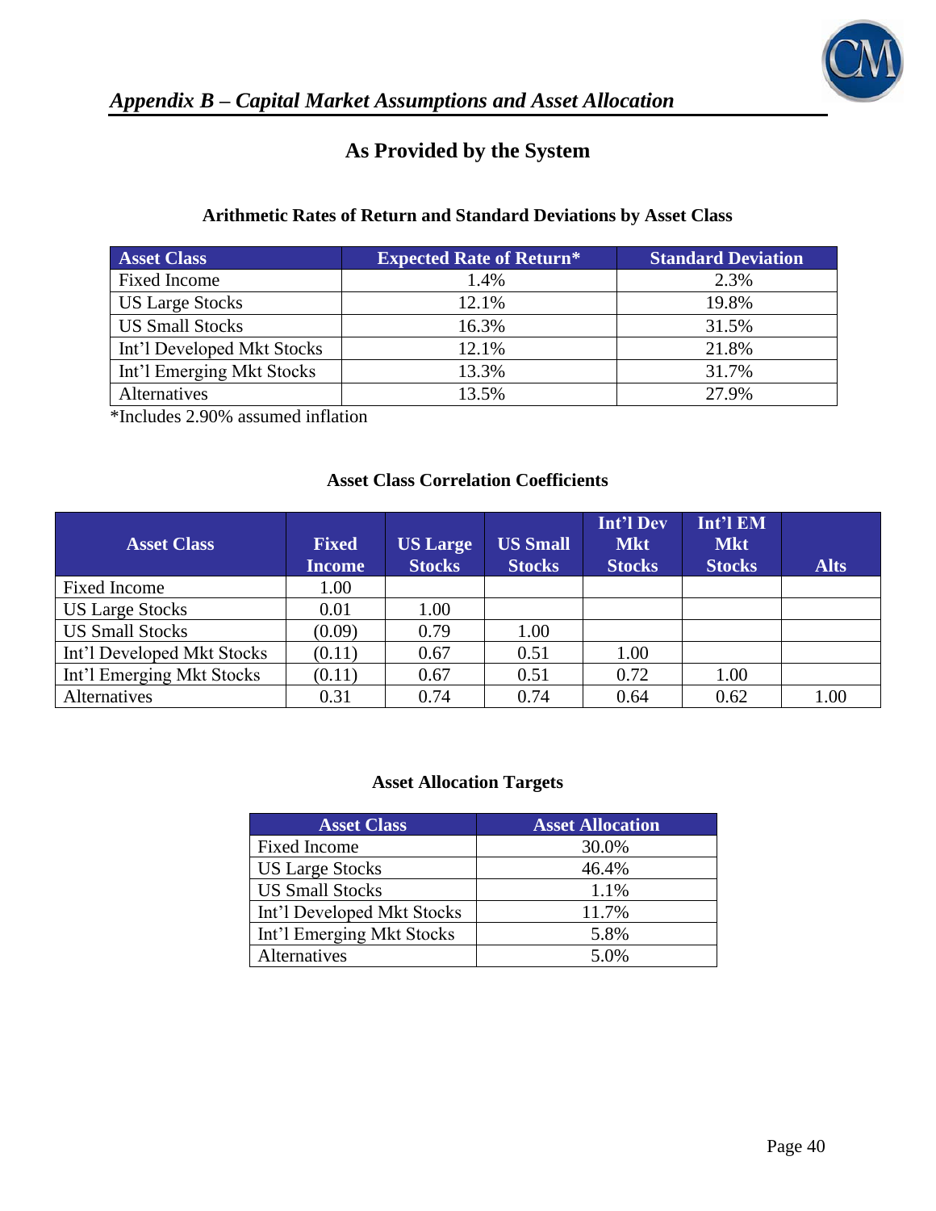## *Appendix B – Capital Market Assumptions and Asset Allocation*

### As Provided by the System

**Arithmetic Rates of Return and Standard Deviations by Asset Class**

| Asset Class | Expected Rate of Return* | Standard Deviation |
|---|---|---|
| Fixed Income | 1.4% | 2.3% |
| US Large Stocks | 12.1% | 19.8% |
| US Small Stocks | 16.3% | 31.5% |
| Int'l Developed Mkt Stocks | 12.1% | 21.8% |
| Int'l Emerging Mkt Stocks | 13.3% | 31.7% |
| Alternatives | 13.5% | 27.9% |

*Includes 2.90% assumed inflation

**Asset Class Correlation Coefficients**

| Asset Class | Fixed Income | US Large Stocks | US Small Stocks | Int'l Dev Mkt Stocks | Int'l EM Mkt Stocks | Alts |
|---|---|---|---|---|---|---|
| Fixed Income | 1.00 | | | | | |
| US Large Stocks | 0.01 | 1.00 | | | | |
| US Small Stocks | (0.09) | 0.79 | 1.00 | | | |
| Int'l Developed Mkt Stocks | (0.11) | 0.67 | 0.51 | 1.00 | | |
| Int'l Emerging Mkt Stocks | (0.11) | 0.67 | 0.51 | 0.72 | 1.00 | |
| Alternatives | 0.31 | 0.74 | 0.74 | 0.64 | 0.62 | 1.00 |

**Asset Allocation Targets**

| Asset Class | Asset Allocation |
|---|---|
| Fixed Income | 30.0% |
| US Large Stocks | 46.4% |
| US Small Stocks | 1.1% |
| Int'l Developed Mkt Stocks | 11.7% |
| Int'l Emerging Mkt Stocks | 5.8% |
| Alternatives | 5.0% |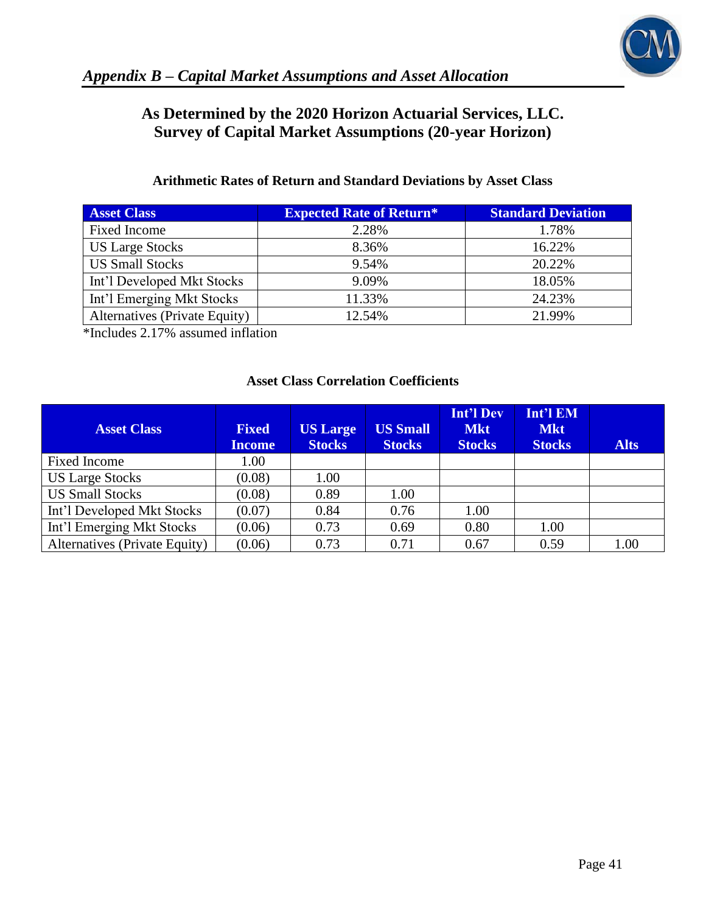## *Appendix B – Capital Market Assumptions and Asset Allocation*

### As Determined by the 2020 Horizon Actuarial Services, LLC. Survey of Capital Market Assumptions (20-year Horizon)

**Arithmetic Rates of Return and Standard Deviations by Asset Class**

| Asset Class | Expected Rate of Return* | Standard Deviation |
|---|---|---|
| Fixed Income | 2.28% | 1.78% |
| US Large Stocks | 8.36% | 16.22% |
| US Small Stocks | 9.54% | 20.22% |
| Int'l Developed Mkt Stocks | 9.09% | 18.05% |
| Int'l Emerging Mkt Stocks | 11.33% | 24.23% |
| Alternatives (Private Equity) | 12.54% | 21.99% |

*Includes 2.17% assumed inflation

**Asset Class Correlation Coefficients**

| Asset Class | Fixed Income | US Large Stocks | US Small Stocks | Int'l Dev Mkt Stocks | Int'l EM Mkt Stocks | Alts |
|---|---|---|---|---|---|---|
| Fixed Income | 1.00 | | | | | |
| US Large Stocks | (0.08) | 1.00 | | | | |
| US Small Stocks | (0.08) | 0.89 | 1.00 | | | |
| Int'l Developed Mkt Stocks | (0.07) | 0.84 | 0.76 | 1.00 | | |
| Int'l Emerging Mkt Stocks | (0.06) | 0.73 | 0.69 | 0.80 | 1.00 | |
| Alternatives (Private Equity) | (0.06) | 0.73 | 0.71 | 0.67 | 0.59 | 1.00 |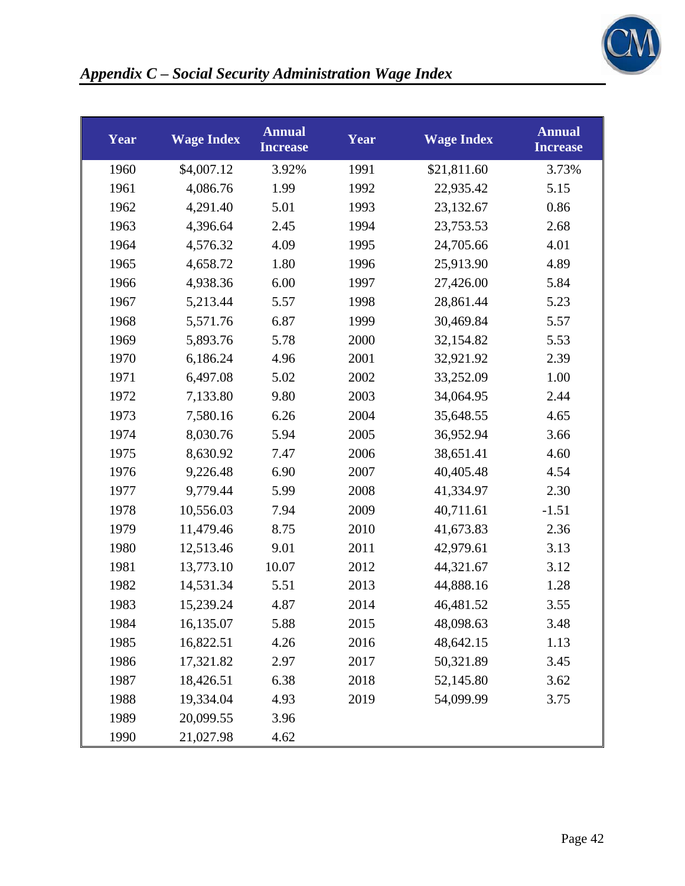## *Appendix C – Social Security Administration Wage Index*

| Year | Wage Index | Annual Increase | Year | Wage Index | Annual Increase |
|---|---|---|---|---|---|
| 1960 | $4,007.12 | 3.92% | 1991 | $21,811.60 | 3.73% |
| 1961 | 4,086.76 | 1.99 | 1992 | 22,935.42 | 5.15 |
| 1962 | 4,291.40 | 5.01 | 1993 | 23,132.67 | 0.86 |
| 1963 | 4,396.64 | 2.45 | 1994 | 23,753.53 | 2.68 |
| 1964 | 4,576.32 | 4.09 | 1995 | 24,705.66 | 4.01 |
| 1965 | 4,658.72 | 1.80 | 1996 | 25,913.90 | 4.89 |
| 1966 | 4,938.36 | 6.00 | 1997 | 27,426.00 | 5.84 |
| 1967 | 5,213.44 | 5.57 | 1998 | 28,861.44 | 5.23 |
| 1968 | 5,571.76 | 6.87 | 1999 | 30,469.84 | 5.57 |
| 1969 | 5,893.76 | 5.78 | 2000 | 32,154.82 | 5.53 |
| 1970 | 6,186.24 | 4.96 | 2001 | 32,921.92 | 2.39 |
| 1971 | 6,497.08 | 5.02 | 2002 | 33,252.09 | 1.00 |
| 1972 | 7,133.80 | 9.80 | 2003 | 34,064.95 | 2.44 |
| 1973 | 7,580.16 | 6.26 | 2004 | 35,648.55 | 4.65 |
| 1974 | 8,030.76 | 5.94 | 2005 | 36,952.94 | 3.66 |
| 1975 | 8,630.92 | 7.47 | 2006 | 38,651.41 | 4.60 |
| 1976 | 9,226.48 | 6.90 | 2007 | 40,405.48 | 4.54 |
| 1977 | 9,779.44 | 5.99 | 2008 | 41,334.97 | 2.30 |
| 1978 | 10,556.03 | 7.94 | 2009 | 40,711.61 | -1.51 |
| 1979 | 11,479.46 | 8.75 | 2010 | 41,673.83 | 2.36 |
| 1980 | 12,513.46 | 9.01 | 2011 | 42,979.61 | 3.13 |
| 1981 | 13,773.10 | 10.07 | 2012 | 44,321.67 | 3.12 |
| 1982 | 14,531.34 | 5.51 | 2013 | 44,888.16 | 1.28 |
| 1983 | 15,239.24 | 4.87 | 2014 | 46,481.52 | 3.55 |
| 1984 | 16,135.07 | 5.88 | 2015 | 48,098.63 | 3.48 |
| 1985 | 16,822.51 | 4.26 | 2016 | 48,642.15 | 1.13 |
| 1986 | 17,321.82 | 2.97 | 2017 | 50,321.89 | 3.45 |
| 1987 | 18,426.51 | 6.38 | 2018 | 52,145.80 | 3.62 |
| 1988 | 19,334.04 | 4.93 | 2019 | 54,099.99 | 3.75 |
| 1989 | 20,099.55 | 3.96 | | | |
| 1990 | 21,027.98 | 4.62 | | | |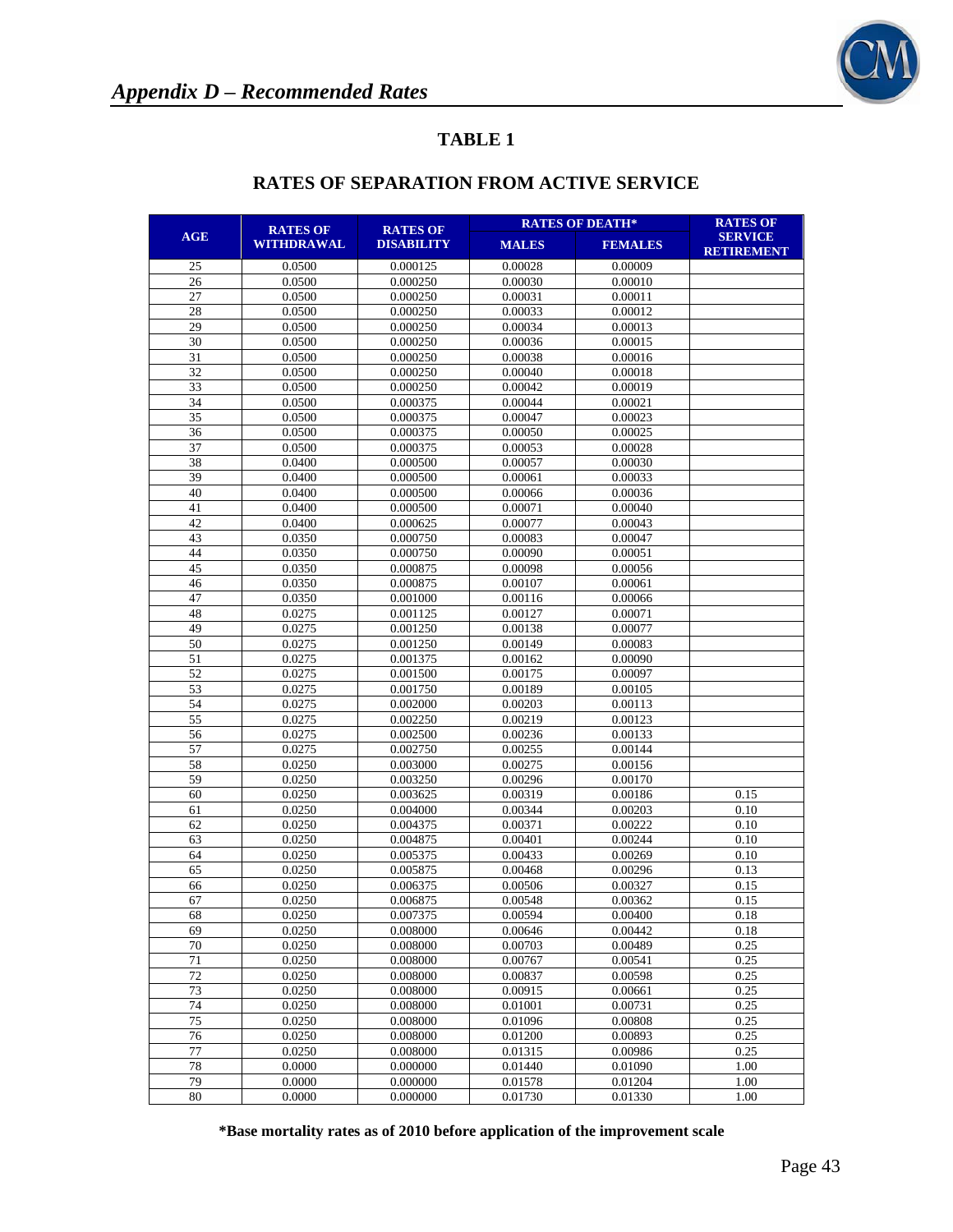## Appendix D – Recommended Rates

### TABLE 1

### RATES OF SEPARATION FROM ACTIVE SERVICE

| AGE | RATES OF WITHDRAWAL | RATES OF DISABILITY | RATES OF DEATH* | | RATES OF SERVICE RETIREMENT |
|---|---|---|---|---|---|
| | | | MALES | FEMALES | |
| 25 | 0.0500 | 0.000125 | 0.00028 | 0.00009 | |
| 26 | 0.0500 | 0.000250 | 0.00030 | 0.00010 | |
| 27 | 0.0500 | 0.000250 | 0.00031 | 0.00011 | |
| 28 | 0.0500 | 0.000250 | 0.00033 | 0.00012 | |
| 29 | 0.0500 | 0.000250 | 0.00034 | 0.00013 | |
| 30 | 0.0500 | 0.000250 | 0.00036 | 0.00015 | |
| 31 | 0.0500 | 0.000250 | 0.00038 | 0.00016 | |
| 32 | 0.0500 | 0.000250 | 0.00040 | 0.00018 | |
| 33 | 0.0500 | 0.000250 | 0.00042 | 0.00019 | |
| 34 | 0.0500 | 0.000375 | 0.00044 | 0.00021 | |
| 35 | 0.0500 | 0.000375 | 0.00047 | 0.00023 | |
| 36 | 0.0500 | 0.000375 | 0.00050 | 0.00025 | |
| 37 | 0.0500 | 0.000375 | 0.00053 | 0.00028 | |
| 38 | 0.0400 | 0.000500 | 0.00057 | 0.00030 | |
| 39 | 0.0400 | 0.000500 | 0.00061 | 0.00033 | |
| 40 | 0.0400 | 0.000500 | 0.00066 | 0.00036 | |
| 41 | 0.0400 | 0.000500 | 0.00071 | 0.00040 | |
| 42 | 0.0400 | 0.000625 | 0.00077 | 0.00043 | |
| 43 | 0.0350 | 0.000750 | 0.00083 | 0.00047 | |
| 44 | 0.0350 | 0.000750 | 0.00090 | 0.00051 | |
| 45 | 0.0350 | 0.000875 | 0.00098 | 0.00056 | |
| 46 | 0.0350 | 0.000875 | 0.00107 | 0.00061 | |
| 47 | 0.0350 | 0.001000 | 0.00116 | 0.00066 | |
| 48 | 0.0275 | 0.001125 | 0.00127 | 0.00071 | |
| 49 | 0.0275 | 0.001250 | 0.00138 | 0.00077 | |
| 50 | 0.0275 | 0.001250 | 0.00149 | 0.00083 | |
| 51 | 0.0275 | 0.001375 | 0.00162 | 0.00090 | |
| 52 | 0.0275 | 0.001500 | 0.00175 | 0.00097 | |
| 53 | 0.0275 | 0.001750 | 0.00189 | 0.00105 | |
| 54 | 0.0275 | 0.002000 | 0.00203 | 0.00113 | |
| 55 | 0.0275 | 0.002250 | 0.00219 | 0.00123 | |
| 56 | 0.0275 | 0.002500 | 0.00236 | 0.00133 | |
| 57 | 0.0275 | 0.002750 | 0.00255 | 0.00144 | |
| 58 | 0.0250 | 0.003000 | 0.00275 | 0.00156 | |
| 59 | 0.0250 | 0.003250 | 0.00296 | 0.00170 | |
| 60 | 0.0250 | 0.003625 | 0.00319 | 0.00186 | 0.15 |
| 61 | 0.0250 | 0.004000 | 0.00344 | 0.00203 | 0.10 |
| 62 | 0.0250 | 0.004375 | 0.00371 | 0.00222 | 0.10 |
| 63 | 0.0250 | 0.004875 | 0.00401 | 0.00244 | 0.10 |
| 64 | 0.0250 | 0.005375 | 0.00433 | 0.00269 | 0.10 |
| 65 | 0.0250 | 0.005875 | 0.00468 | 0.00296 | 0.13 |
| 66 | 0.0250 | 0.006375 | 0.00506 | 0.00327 | 0.15 |
| 67 | 0.0250 | 0.006875 | 0.00548 | 0.00362 | 0.15 |
| 68 | 0.0250 | 0.007375 | 0.00594 | 0.00400 | 0.18 |
| 69 | 0.0250 | 0.008000 | 0.00646 | 0.00442 | 0.18 |
| 70 | 0.0250 | 0.008000 | 0.00703 | 0.00489 | 0.25 |
| 71 | 0.0250 | 0.008000 | 0.00767 | 0.00541 | 0.25 |
| 72 | 0.0250 | 0.008000 | 0.00837 | 0.00598 | 0.25 |
| 73 | 0.0250 | 0.008000 | 0.00915 | 0.00661 | 0.25 |
| 74 | 0.0250 | 0.008000 | 0.01001 | 0.00731 | 0.25 |
| 75 | 0.0250 | 0.008000 | 0.01096 | 0.00808 | 0.25 |
| 76 | 0.0250 | 0.008000 | 0.01200 | 0.00893 | 0.25 |
| 77 | 0.0250 | 0.008000 | 0.01315 | 0.00986 | 0.25 |
| 78 | 0.0000 | 0.000000 | 0.01440 | 0.01090 | 1.00 |
| 79 | 0.0000 | 0.000000 | 0.01578 | 0.01204 | 1.00 |
| 80 | 0.0000 | 0.000000 | 0.01730 | 0.01330 | 1.00 |

**\*Base mortality rates as of 2010 before application of the improvement scale**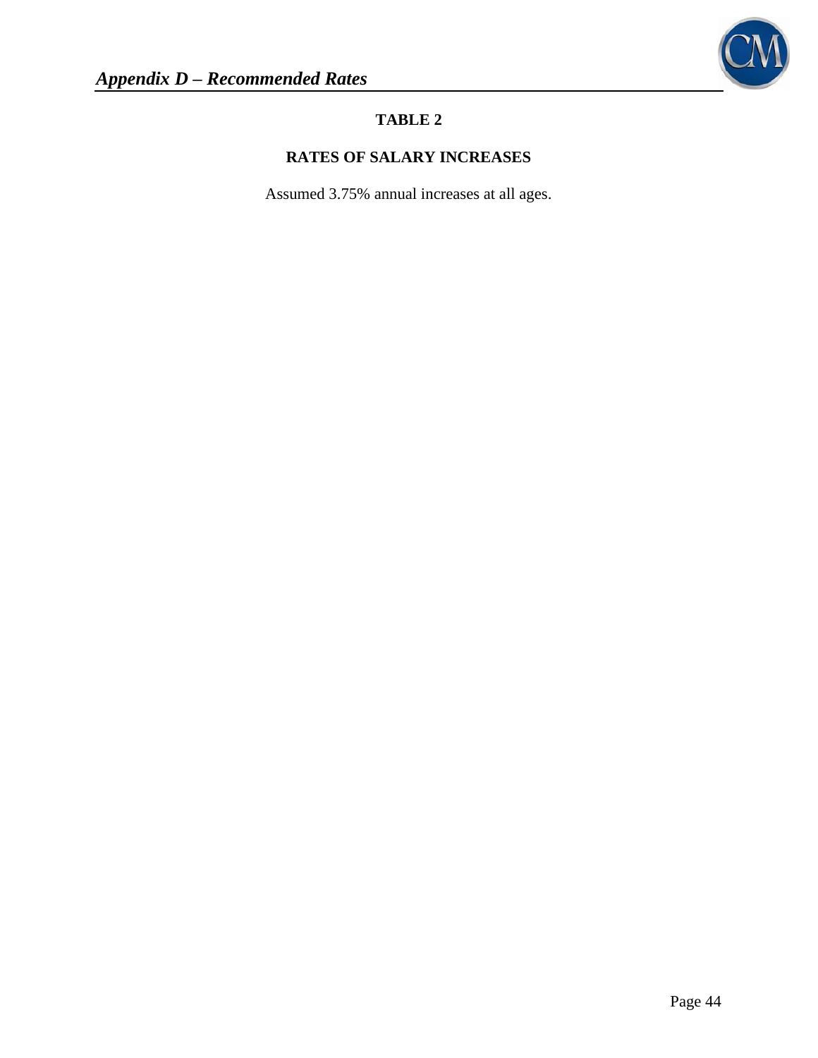## TABLE 2

### RATES OF SALARY INCREASES

Assumed 3.75% annual increases at all ages.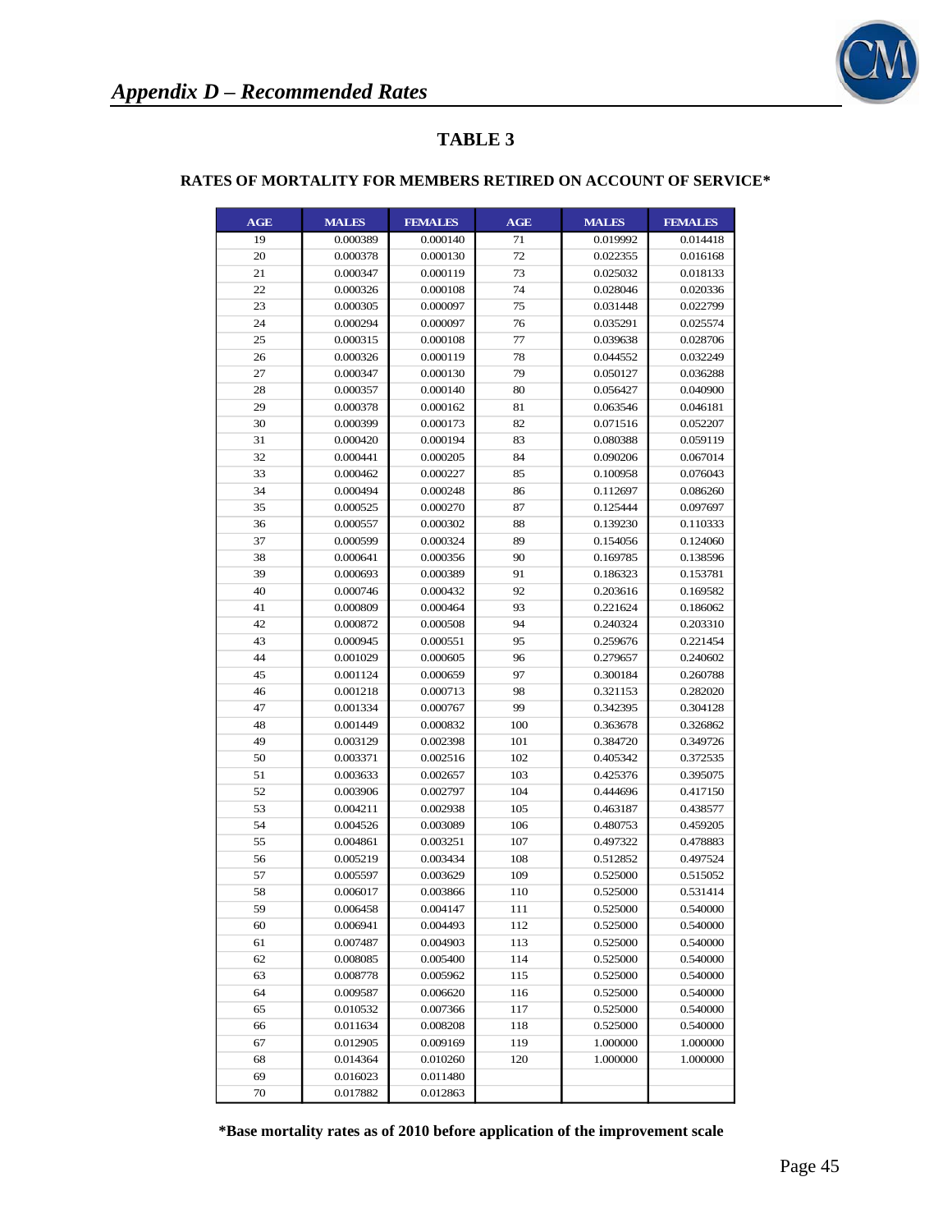## *Appendix D – Recommended Rates*

### TABLE 3

#### RATES OF MORTALITY FOR MEMBERS RETIRED ON ACCOUNT OF SERVICE*

| AGE | MALES | FEMALES | AGE | MALES | FEMALES |
|---|---|---|---|---|---|
| 19 | 0.000389 | 0.000140 | 71 | 0.019992 | 0.014418 |
| 20 | 0.000378 | 0.000130 | 72 | 0.022355 | 0.016168 |
| 21 | 0.000347 | 0.000119 | 73 | 0.025032 | 0.018133 |
| 22 | 0.000326 | 0.000108 | 74 | 0.028046 | 0.020336 |
| 23 | 0.000305 | 0.000097 | 75 | 0.031448 | 0.022799 |
| 24 | 0.000294 | 0.000097 | 76 | 0.035291 | 0.025574 |
| 25 | 0.000315 | 0.000108 | 77 | 0.039638 | 0.028706 |
| 26 | 0.000326 | 0.000119 | 78 | 0.044552 | 0.032249 |
| 27 | 0.000347 | 0.000130 | 79 | 0.050127 | 0.036288 |
| 28 | 0.000357 | 0.000140 | 80 | 0.056427 | 0.040900 |
| 29 | 0.000378 | 0.000162 | 81 | 0.063546 | 0.046181 |
| 30 | 0.000399 | 0.000173 | 82 | 0.071516 | 0.052207 |
| 31 | 0.000420 | 0.000194 | 83 | 0.080388 | 0.059119 |
| 32 | 0.000441 | 0.000205 | 84 | 0.090206 | 0.067014 |
| 33 | 0.000462 | 0.000227 | 85 | 0.100958 | 0.076043 |
| 34 | 0.000494 | 0.000248 | 86 | 0.112697 | 0.086260 |
| 35 | 0.000525 | 0.000270 | 87 | 0.125444 | 0.097697 |
| 36 | 0.000557 | 0.000302 | 88 | 0.139230 | 0.110333 |
| 37 | 0.000599 | 0.000324 | 89 | 0.154056 | 0.124060 |
| 38 | 0.000641 | 0.000356 | 90 | 0.169785 | 0.138596 |
| 39 | 0.000693 | 0.000389 | 91 | 0.186323 | 0.153781 |
| 40 | 0.000746 | 0.000432 | 92 | 0.203616 | 0.169582 |
| 41 | 0.000809 | 0.000464 | 93 | 0.221624 | 0.186062 |
| 42 | 0.000872 | 0.000508 | 94 | 0.240324 | 0.203310 |
| 43 | 0.000945 | 0.000551 | 95 | 0.259676 | 0.221454 |
| 44 | 0.001029 | 0.000605 | 96 | 0.279657 | 0.240602 |
| 45 | 0.001124 | 0.000659 | 97 | 0.300184 | 0.260788 |
| 46 | 0.001218 | 0.000713 | 98 | 0.321153 | 0.282020 |
| 47 | 0.001334 | 0.000767 | 99 | 0.342395 | 0.304128 |
| 48 | 0.001449 | 0.000832 | 100 | 0.363678 | 0.326862 |
| 49 | 0.003129 | 0.002398 | 101 | 0.384720 | 0.349726 |
| 50 | 0.003371 | 0.002516 | 102 | 0.405342 | 0.372535 |
| 51 | 0.003633 | 0.002657 | 103 | 0.425376 | 0.395075 |
| 52 | 0.003906 | 0.002797 | 104 | 0.444696 | 0.417150 |
| 53 | 0.004211 | 0.002938 | 105 | 0.463187 | 0.438577 |
| 54 | 0.004526 | 0.003089 | 106 | 0.480753 | 0.459205 |
| 55 | 0.004861 | 0.003251 | 107 | 0.497322 | 0.478883 |
| 56 | 0.005219 | 0.003434 | 108 | 0.512852 | 0.497524 |
| 57 | 0.005597 | 0.003629 | 109 | 0.525000 | 0.515052 |
| 58 | 0.006017 | 0.003866 | 110 | 0.525000 | 0.531414 |
| 59 | 0.006458 | 0.004147 | 111 | 0.525000 | 0.540000 |
| 60 | 0.006941 | 0.004493 | 112 | 0.525000 | 0.540000 |
| 61 | 0.007487 | 0.004903 | 113 | 0.525000 | 0.540000 |
| 62 | 0.008085 | 0.005400 | 114 | 0.525000 | 0.540000 |
| 63 | 0.008778 | 0.005962 | 115 | 0.525000 | 0.540000 |
| 64 | 0.009587 | 0.006620 | 116 | 0.525000 | 0.540000 |
| 65 | 0.010532 | 0.007366 | 117 | 0.525000 | 0.540000 |
| 66 | 0.011634 | 0.008208 | 118 | 0.525000 | 0.540000 |
| 67 | 0.012905 | 0.009169 | 119 | 1.000000 | 1.000000 |
| 68 | 0.014364 | 0.010260 | 120 | 1.000000 | 1.000000 |
| 69 | 0.016023 | 0.011480 | | | |
| 70 | 0.017882 | 0.012863 | | | |

**\*Base mortality rates as of 2010 before application of the improvement scale**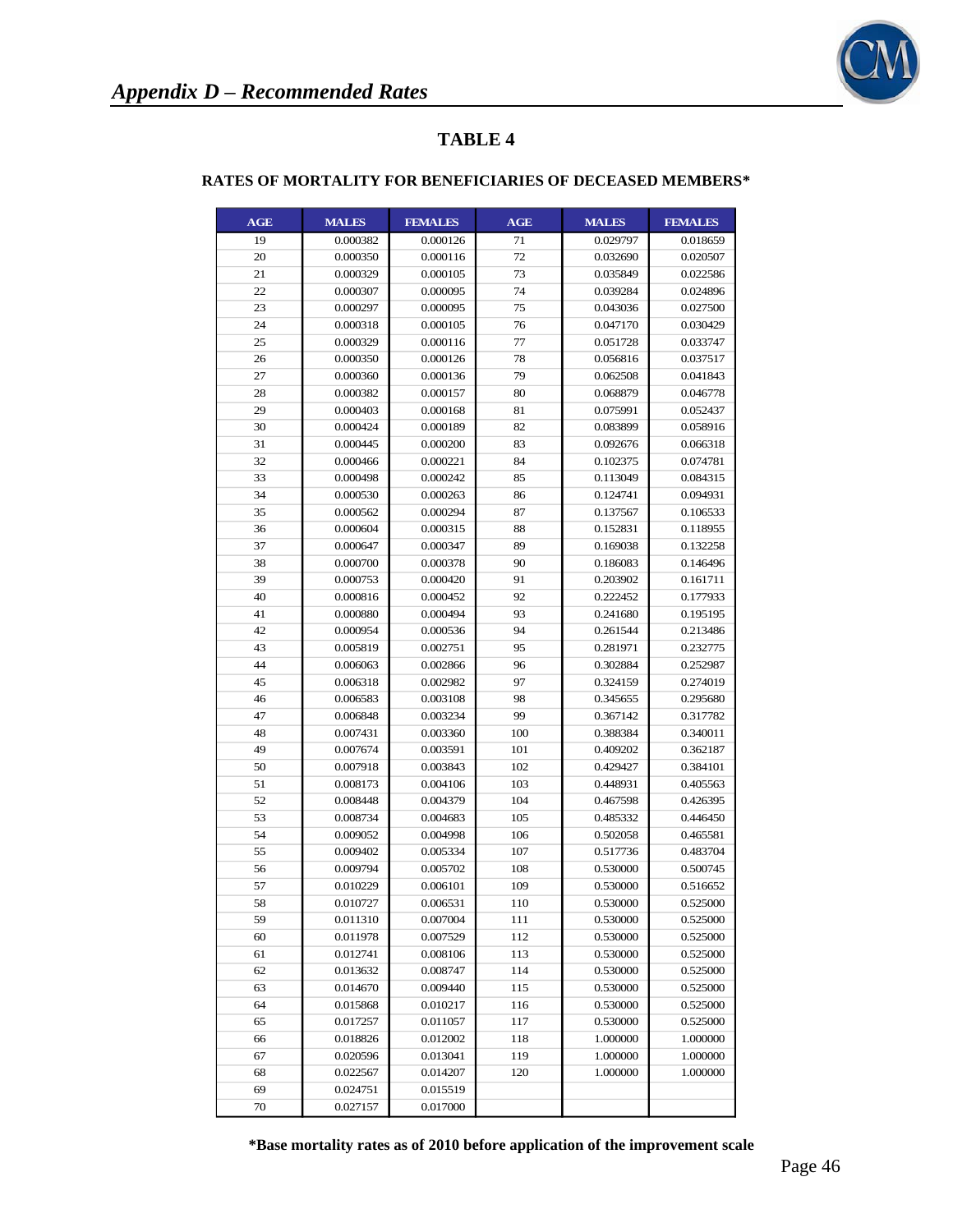## *Appendix D – Recommended Rates*

# TABLE 4

### RATES OF MORTALITY FOR BENEFICIARIES OF DECEASED MEMBERS*

| AGE | MALES | FEMALES | AGE | MALES | FEMALES |
|---|---|---|---|---|---|
| 19 | 0.000382 | 0.000126 | 71 | 0.029797 | 0.018659 |
| 20 | 0.000350 | 0.000116 | 72 | 0.032690 | 0.020507 |
| 21 | 0.000329 | 0.000105 | 73 | 0.035849 | 0.022586 |
| 22 | 0.000307 | 0.000095 | 74 | 0.039284 | 0.024896 |
| 23 | 0.000297 | 0.000095 | 75 | 0.043036 | 0.027500 |
| 24 | 0.000318 | 0.000105 | 76 | 0.047170 | 0.030429 |
| 25 | 0.000329 | 0.000116 | 77 | 0.051728 | 0.033747 |
| 26 | 0.000350 | 0.000126 | 78 | 0.056816 | 0.037517 |
| 27 | 0.000360 | 0.000136 | 79 | 0.062508 | 0.041843 |
| 28 | 0.000382 | 0.000157 | 80 | 0.068879 | 0.046778 |
| 29 | 0.000403 | 0.000168 | 81 | 0.075991 | 0.052437 |
| 30 | 0.000424 | 0.000189 | 82 | 0.083899 | 0.058916 |
| 31 | 0.000445 | 0.000200 | 83 | 0.092676 | 0.066318 |
| 32 | 0.000466 | 0.000221 | 84 | 0.102375 | 0.074781 |
| 33 | 0.000498 | 0.000242 | 85 | 0.113049 | 0.084315 |
| 34 | 0.000530 | 0.000263 | 86 | 0.124741 | 0.094931 |
| 35 | 0.000562 | 0.000294 | 87 | 0.137567 | 0.106533 |
| 36 | 0.000604 | 0.000315 | 88 | 0.152831 | 0.118955 |
| 37 | 0.000647 | 0.000347 | 89 | 0.169038 | 0.132258 |
| 38 | 0.000700 | 0.000378 | 90 | 0.186083 | 0.146496 |
| 39 | 0.000753 | 0.000420 | 91 | 0.203902 | 0.161711 |
| 40 | 0.000816 | 0.000452 | 92 | 0.222452 | 0.177933 |
| 41 | 0.000880 | 0.000494 | 93 | 0.241680 | 0.195195 |
| 42 | 0.000954 | 0.000536 | 94 | 0.261544 | 0.213486 |
| 43 | 0.005819 | 0.002751 | 95 | 0.281971 | 0.232775 |
| 44 | 0.006063 | 0.002866 | 96 | 0.302884 | 0.252987 |
| 45 | 0.006318 | 0.002982 | 97 | 0.324159 | 0.274019 |
| 46 | 0.006583 | 0.003108 | 98 | 0.345655 | 0.295680 |
| 47 | 0.006848 | 0.003234 | 99 | 0.367142 | 0.317782 |
| 48 | 0.007431 | 0.003360 | 100 | 0.388384 | 0.340011 |
| 49 | 0.007674 | 0.003591 | 101 | 0.409202 | 0.362187 |
| 50 | 0.007918 | 0.003843 | 102 | 0.429427 | 0.384101 |
| 51 | 0.008173 | 0.004106 | 103 | 0.448931 | 0.405563 |
| 52 | 0.008448 | 0.004379 | 104 | 0.467598 | 0.426395 |
| 53 | 0.008734 | 0.004683 | 105 | 0.485332 | 0.446450 |
| 54 | 0.009052 | 0.004998 | 106 | 0.502058 | 0.465581 |
| 55 | 0.009402 | 0.005334 | 107 | 0.517736 | 0.483704 |
| 56 | 0.009794 | 0.005702 | 108 | 0.530000 | 0.500745 |
| 57 | 0.010229 | 0.006101 | 109 | 0.530000 | 0.516652 |
| 58 | 0.010727 | 0.006531 | 110 | 0.530000 | 0.525000 |
| 59 | 0.011310 | 0.007004 | 111 | 0.530000 | 0.525000 |
| 60 | 0.011978 | 0.007529 | 112 | 0.530000 | 0.525000 |
| 61 | 0.012741 | 0.008106 | 113 | 0.530000 | 0.525000 |
| 62 | 0.013632 | 0.008747 | 114 | 0.530000 | 0.525000 |
| 63 | 0.014670 | 0.009440 | 115 | 0.530000 | 0.525000 |
| 64 | 0.015868 | 0.010217 | 116 | 0.530000 | 0.525000 |
| 65 | 0.017257 | 0.011057 | 117 | 0.530000 | 0.525000 |
| 66 | 0.018826 | 0.012002 | 118 | 1.000000 | 1.000000 |
| 67 | 0.020596 | 0.013041 | 119 | 1.000000 | 1.000000 |
| 68 | 0.022567 | 0.014207 | 120 | 1.000000 | 1.000000 |
| 69 | 0.024751 | 0.015519 | | | |
| 70 | 0.027157 | 0.017000 | | | |

**\*Base mortality rates as of 2010 before application of the improvement scale**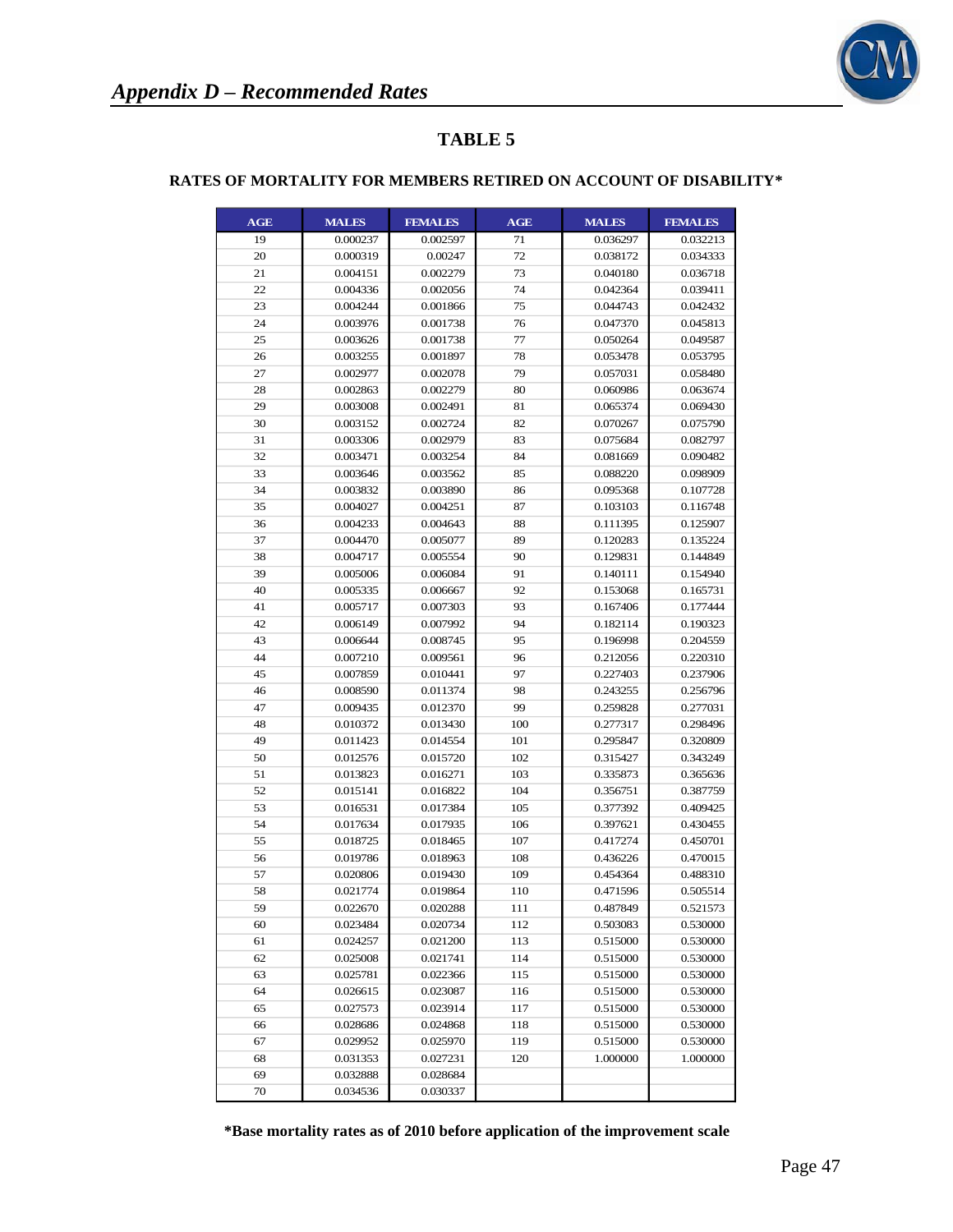## Appendix D – Recommended Rates

# TABLE 5

### RATES OF MORTALITY FOR MEMBERS RETIRED ON ACCOUNT OF DISABILITY*

| AGE | MALES | FEMALES | AGE | MALES | FEMALES |
|---|---|---|---|---|---|
| 19 | 0.000237 | 0.002597 | 71 | 0.036297 | 0.032213 |
| 20 | 0.000319 | 0.00247 | 72 | 0.038172 | 0.034333 |
| 21 | 0.004151 | 0.002279 | 73 | 0.040180 | 0.036718 |
| 22 | 0.004336 | 0.002056 | 74 | 0.042364 | 0.039411 |
| 23 | 0.004244 | 0.001866 | 75 | 0.044743 | 0.042432 |
| 24 | 0.003976 | 0.001738 | 76 | 0.047370 | 0.045813 |
| 25 | 0.003626 | 0.001738 | 77 | 0.050264 | 0.049587 |
| 26 | 0.003255 | 0.001897 | 78 | 0.053478 | 0.053795 |
| 27 | 0.002977 | 0.002078 | 79 | 0.057031 | 0.058480 |
| 28 | 0.002863 | 0.002279 | 80 | 0.060986 | 0.063674 |
| 29 | 0.003008 | 0.002491 | 81 | 0.065374 | 0.069430 |
| 30 | 0.003152 | 0.002724 | 82 | 0.070267 | 0.075790 |
| 31 | 0.003306 | 0.002979 | 83 | 0.075684 | 0.082797 |
| 32 | 0.003471 | 0.003254 | 84 | 0.081669 | 0.090482 |
| 33 | 0.003646 | 0.003562 | 85 | 0.088220 | 0.098909 |
| 34 | 0.003832 | 0.003890 | 86 | 0.095368 | 0.107728 |
| 35 | 0.004027 | 0.004251 | 87 | 0.103103 | 0.116748 |
| 36 | 0.004233 | 0.004643 | 88 | 0.111395 | 0.125907 |
| 37 | 0.004470 | 0.005077 | 89 | 0.120283 | 0.135224 |
| 38 | 0.004717 | 0.005554 | 90 | 0.129831 | 0.144849 |
| 39 | 0.005006 | 0.006084 | 91 | 0.140111 | 0.154940 |
| 40 | 0.005335 | 0.006667 | 92 | 0.153068 | 0.165731 |
| 41 | 0.005717 | 0.007303 | 93 | 0.167406 | 0.177444 |
| 42 | 0.006149 | 0.007992 | 94 | 0.182114 | 0.190323 |
| 43 | 0.006644 | 0.008745 | 95 | 0.196998 | 0.204559 |
| 44 | 0.007210 | 0.009561 | 96 | 0.212056 | 0.220310 |
| 45 | 0.007859 | 0.010441 | 97 | 0.227403 | 0.237906 |
| 46 | 0.008590 | 0.011374 | 98 | 0.243255 | 0.256796 |
| 47 | 0.009435 | 0.012370 | 99 | 0.259828 | 0.277031 |
| 48 | 0.010372 | 0.013430 | 100 | 0.277317 | 0.298496 |
| 49 | 0.011423 | 0.014554 | 101 | 0.295847 | 0.320809 |
| 50 | 0.012576 | 0.015720 | 102 | 0.315427 | 0.343249 |
| 51 | 0.013823 | 0.016271 | 103 | 0.335873 | 0.365636 |
| 52 | 0.015141 | 0.016822 | 104 | 0.356751 | 0.387759 |
| 53 | 0.016531 | 0.017384 | 105 | 0.377392 | 0.409425 |
| 54 | 0.017634 | 0.017935 | 106 | 0.397621 | 0.430455 |
| 55 | 0.018725 | 0.018465 | 107 | 0.417274 | 0.450701 |
| 56 | 0.019786 | 0.018963 | 108 | 0.436226 | 0.470015 |
| 57 | 0.020806 | 0.019430 | 109 | 0.454364 | 0.488310 |
| 58 | 0.021774 | 0.019864 | 110 | 0.471596 | 0.505514 |
| 59 | 0.022670 | 0.020288 | 111 | 0.487849 | 0.521573 |
| 60 | 0.023484 | 0.020734 | 112 | 0.503083 | 0.530000 |
| 61 | 0.024257 | 0.021200 | 113 | 0.515000 | 0.530000 |
| 62 | 0.025008 | 0.021741 | 114 | 0.515000 | 0.530000 |
| 63 | 0.025781 | 0.022366 | 115 | 0.515000 | 0.530000 |
| 64 | 0.026615 | 0.023087 | 116 | 0.515000 | 0.530000 |
| 65 | 0.027573 | 0.023914 | 117 | 0.515000 | 0.530000 |
| 66 | 0.028686 | 0.024868 | 118 | 0.515000 | 0.530000 |
| 67 | 0.029952 | 0.025970 | 119 | 0.515000 | 0.530000 |
| 68 | 0.031353 | 0.027231 | 120 | 1.000000 | 1.000000 |
| 69 | 0.032888 | 0.028684 | | | |
| 70 | 0.034536 | 0.030337 | | | |

**\*Base mortality rates as of 2010 before application of the improvement scale**